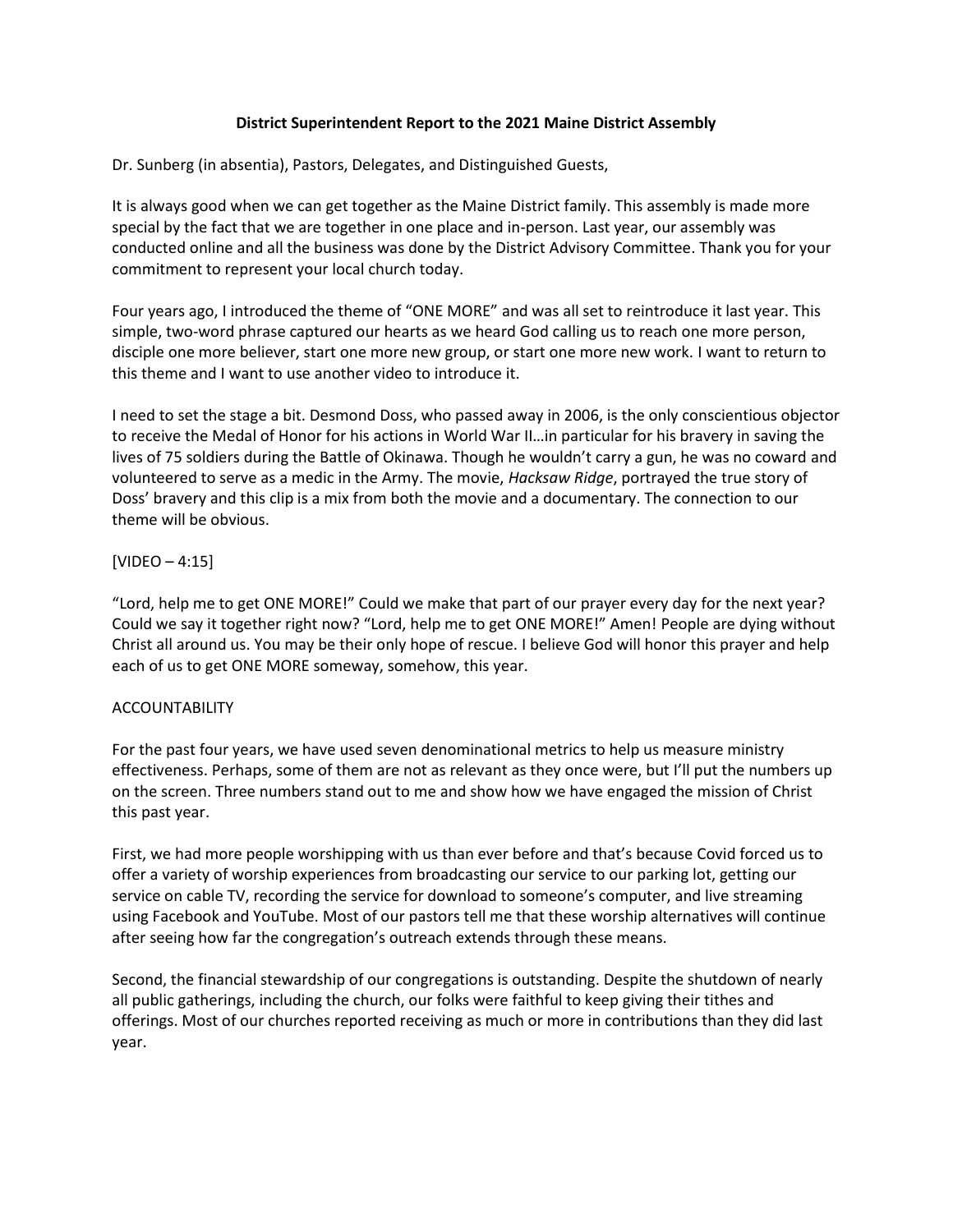# District Superintendent Report to the 2021 Maine District Assembly

Dr. Sunberg (in absentia), Pastors, Delegates, and Distinguished Guests,

It is always good when we can get together as the Maine District family. This assembly is made more special by the fact that we are together in one place and in-person. Last year, our assembly was conducted online and all the business was done by the District Advisory Committee. Thank you for your commitment to represent your local church today.

Four years ago, I introduced the theme of "ONE MORE" and was all set to reintroduce it last year. This simple, two-word phrase captured our hearts as we heard God calling us to reach one more person, disciple one more believer, start one more new group, or start one more new work. I want to return to this theme and I want to use another video to introduce it.

I need to set the stage a bit. Desmond Doss, who passed away in 2006, is the only conscientious objector to receive the Medal of Honor for his actions in World War II…in particular for his bravery in saving the lives of 75 soldiers during the Battle of Okinawa. Though he wouldn't carry a gun, he was no coward and volunteered to serve as a medic in the Army. The movie, *Hacksaw Ridge*, portrayed the true story of Doss' bravery and this clip is a mix from both the movie and a documentary. The connection to our theme will be obvious.

[VIDEO – 4:15]

"Lord, help me to get ONE MORE!" Could we make that part of our prayer every day for the next year? Could we say it together right now? "Lord, help me to get ONE MORE!" Amen! People are dying without Christ all around us. You may be their only hope of rescue. I believe God will honor this prayer and help each of us to get ONE MORE someway, somehow, this year.

## ACCOUNTABILITY

For the past four years, we have used seven denominational metrics to help us measure ministry effectiveness. Perhaps, some of them are not as relevant as they once were, but I'll put the numbers up on the screen. Three numbers stand out to me and show how we have engaged the mission of Christ this past year.

First, we had more people worshipping with us than ever before and that's because Covid forced us to offer a variety of worship experiences from broadcasting our service to our parking lot, getting our service on cable TV, recording the service for download to someone's computer, and live streaming using Facebook and YouTube. Most of our pastors tell me that these worship alternatives will continue after seeing how far the congregation's outreach extends through these means.

Second, the financial stewardship of our congregations is outstanding. Despite the shutdown of nearly all public gatherings, including the church, our folks were faithful to keep giving their tithes and offerings. Most of our churches reported receiving as much or more in contributions than they did last year.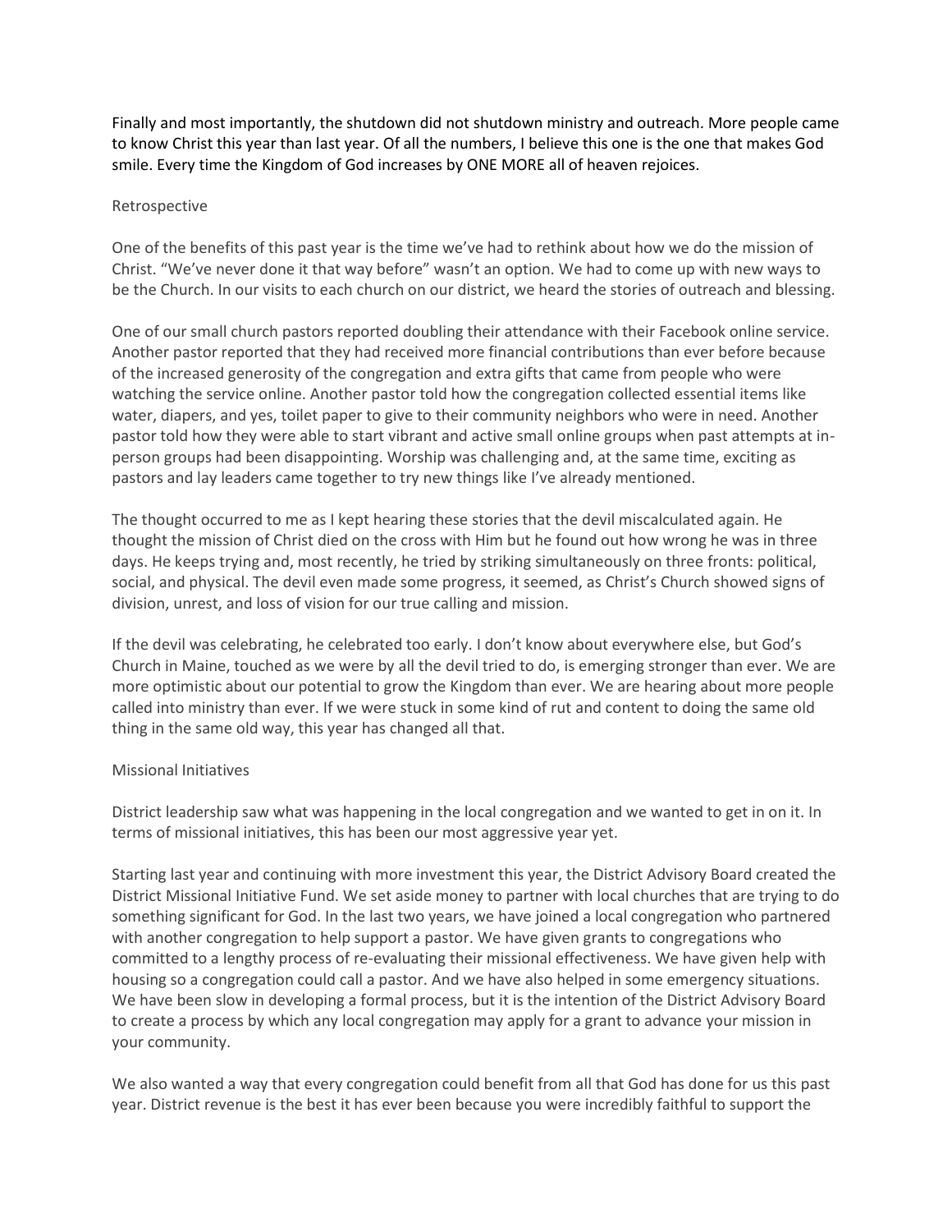Finally and most importantly, the shutdown did not shutdown ministry and outreach. More people came to know Christ this year than last year. Of all the numbers, I believe this one is the one that makes God smile. Every time the Kingdom of God increases by ONE MORE all of heaven rejoices.

## Retrospective

One of the benefits of this past year is the time we've had to rethink about how we do the mission of Christ. "We've never done it that way before" wasn't an option. We had to come up with new ways to be the Church. In our visits to each church on our district, we heard the stories of outreach and blessing.

One of our small church pastors reported doubling their attendance with their Facebook online service. Another pastor reported that they had received more financial contributions than ever before because of the increased generosity of the congregation and extra gifts that came from people who were watching the service online. Another pastor told how the congregation collected essential items like water, diapers, and yes, toilet paper to give to their community neighbors who were in need. Another pastor told how they were able to start vibrant and active small online groups when past attempts at in-person groups had been disappointing. Worship was challenging and, at the same time, exciting as pastors and lay leaders came together to try new things like I've already mentioned.

The thought occurred to me as I kept hearing these stories that the devil miscalculated again. He thought the mission of Christ died on the cross with Him but he found out how wrong he was in three days. He keeps trying and, most recently, he tried by striking simultaneously on three fronts: political, social, and physical. The devil even made some progress, it seemed, as Christ's Church showed signs of division, unrest, and loss of vision for our true calling and mission.

If the devil was celebrating, he celebrated too early. I don't know about everywhere else, but God's Church in Maine, touched as we were by all the devil tried to do, is emerging stronger than ever. We are more optimistic about our potential to grow the Kingdom than ever. We are hearing about more people called into ministry than ever. If we were stuck in some kind of rut and content to doing the same old thing in the same old way, this year has changed all that.

## Missional Initiatives

District leadership saw what was happening in the local congregation and we wanted to get in on it. In terms of missional initiatives, this has been our most aggressive year yet.

Starting last year and continuing with more investment this year, the District Advisory Board created the District Missional Initiative Fund. We set aside money to partner with local churches that are trying to do something significant for God. In the last two years, we have joined a local congregation who partnered with another congregation to help support a pastor. We have given grants to congregations who committed to a lengthy process of re-evaluating their missional effectiveness. We have given help with housing so a congregation could call a pastor. And we have also helped in some emergency situations. We have been slow in developing a formal process, but it is the intention of the District Advisory Board to create a process by which any local congregation may apply for a grant to advance your mission in your community.

We also wanted a way that every congregation could benefit from all that God has done for us this past year. District revenue is the best it has ever been because you were incredibly faithful to support the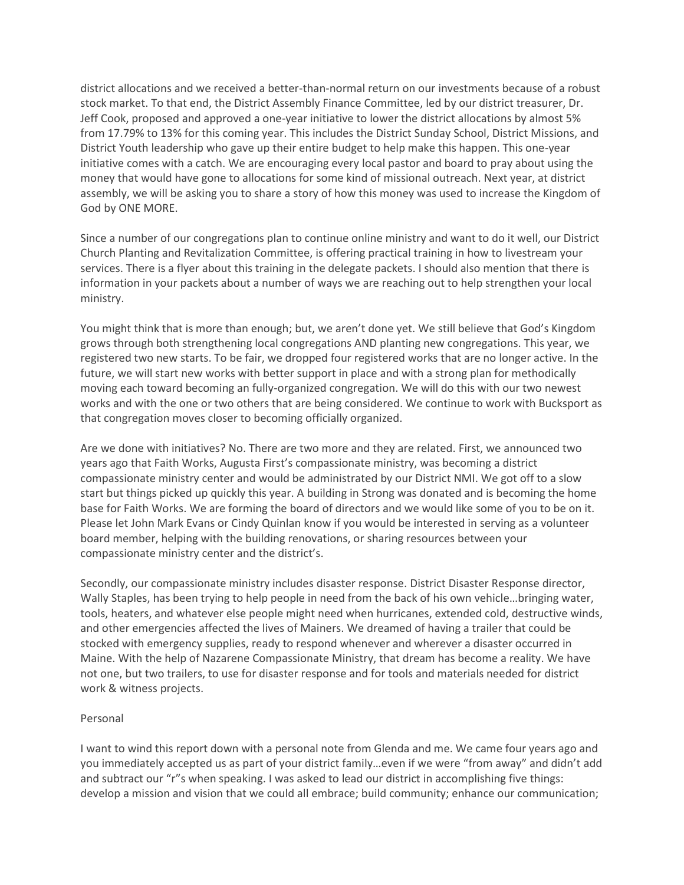district allocations and we received a better-than-normal return on our investments because of a robust stock market. To that end, the District Assembly Finance Committee, led by our district treasurer, Dr. Jeff Cook, proposed and approved a one-year initiative to lower the district allocations by almost 5% from 17.79% to 13% for this coming year. This includes the District Sunday School, District Missions, and District Youth leadership who gave up their entire budget to help make this happen. This one-year initiative comes with a catch. We are encouraging every local pastor and board to pray about using the money that would have gone to allocations for some kind of missional outreach. Next year, at district assembly, we will be asking you to share a story of how this money was used to increase the Kingdom of God by ONE MORE.

Since a number of our congregations plan to continue online ministry and want to do it well, our District Church Planting and Revitalization Committee, is offering practical training in how to livestream your services. There is a flyer about this training in the delegate packets. I should also mention that there is information in your packets about a number of ways we are reaching out to help strengthen your local ministry.

You might think that is more than enough; but, we aren't done yet. We still believe that God's Kingdom grows through both strengthening local congregations AND planting new congregations. This year, we registered two new starts. To be fair, we dropped four registered works that are no longer active. In the future, we will start new works with better support in place and with a strong plan for methodically moving each toward becoming an fully-organized congregation. We will do this with our two newest works and with the one or two others that are being considered. We continue to work with Bucksport as that congregation moves closer to becoming officially organized.

Are we done with initiatives? No. There are two more and they are related. First, we announced two years ago that Faith Works, Augusta First's compassionate ministry, was becoming a district compassionate ministry center and would be administrated by our District NMI. We got off to a slow start but things picked up quickly this year. A building in Strong was donated and is becoming the home base for Faith Works. We are forming the board of directors and we would like some of you to be on it. Please let John Mark Evans or Cindy Quinlan know if you would be interested in serving as a volunteer board member, helping with the building renovations, or sharing resources between your compassionate ministry center and the district's.

Secondly, our compassionate ministry includes disaster response. District Disaster Response director, Wally Staples, has been trying to help people in need from the back of his own vehicle…bringing water, tools, heaters, and whatever else people might need when hurricanes, extended cold, destructive winds, and other emergencies affected the lives of Mainers. We dreamed of having a trailer that could be stocked with emergency supplies, ready to respond whenever and wherever a disaster occurred in Maine. With the help of Nazarene Compassionate Ministry, that dream has become a reality. We have not one, but two trailers, to use for disaster response and for tools and materials needed for district work & witness projects.

Personal

I want to wind this report down with a personal note from Glenda and me. We came four years ago and you immediately accepted us as part of your district family…even if we were "from away" and didn't add and subtract our "r"s when speaking. I was asked to lead our district in accomplishing five things: develop a mission and vision that we could all embrace; build community; enhance our communication;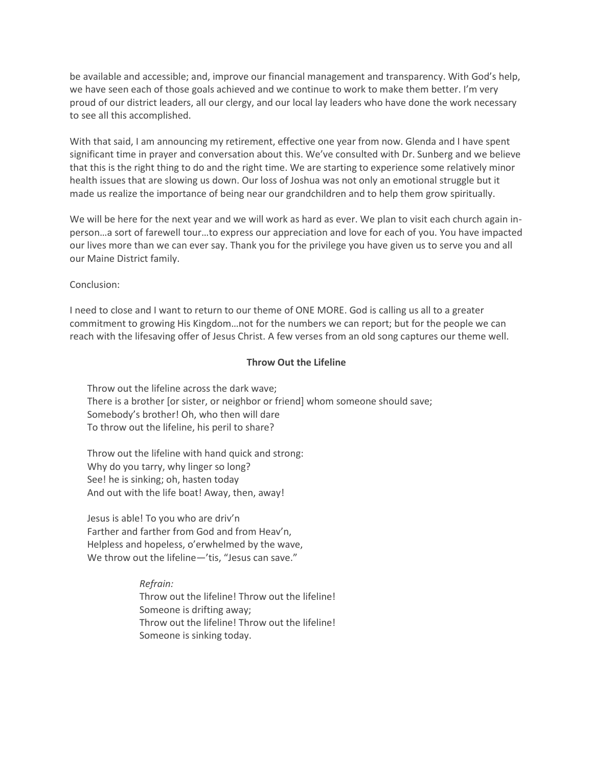be available and accessible; and, improve our financial management and transparency. With God's help, we have seen each of those goals achieved and we continue to work to make them better. I'm very proud of our district leaders, all our clergy, and our local lay leaders who have done the work necessary to see all this accomplished.

With that said, I am announcing my retirement, effective one year from now. Glenda and I have spent significant time in prayer and conversation about this. We've consulted with Dr. Sunberg and we believe that this is the right thing to do and the right time. We are starting to experience some relatively minor health issues that are slowing us down. Our loss of Joshua was not only an emotional struggle but it made us realize the importance of being near our grandchildren and to help them grow spiritually.

We will be here for the next year and we will work as hard as ever. We plan to visit each church again in-person…a sort of farewell tour…to express our appreciation and love for each of you. You have impacted our lives more than we can ever say. Thank you for the privilege you have given us to serve you and all our Maine District family.

Conclusion:

I need to close and I want to return to our theme of ONE MORE. God is calling us all to a greater commitment to growing His Kingdom…not for the numbers we can report; but for the people we can reach with the lifesaving offer of Jesus Christ. A few verses from an old song captures our theme well.

**Throw Out the Lifeline**

Throw out the lifeline across the dark wave;
There is a brother [or sister, or neighbor or friend] whom someone should save;
Somebody's brother! Oh, who then will dare
To throw out the lifeline, his peril to share?

Throw out the lifeline with hand quick and strong:
Why do you tarry, why linger so long?
See! he is sinking; oh, hasten today
And out with the life boat! Away, then, away!

Jesus is able! To you who are driv'n
Farther and farther from God and from Heav'n,
Helpless and hopeless, o'erwhelmed by the wave,
We throw out the lifeline—'tis, "Jesus can save."

*Refrain:*
Throw out the lifeline! Throw out the lifeline!
Someone is drifting away;
Throw out the lifeline! Throw out the lifeline!
Someone is sinking today.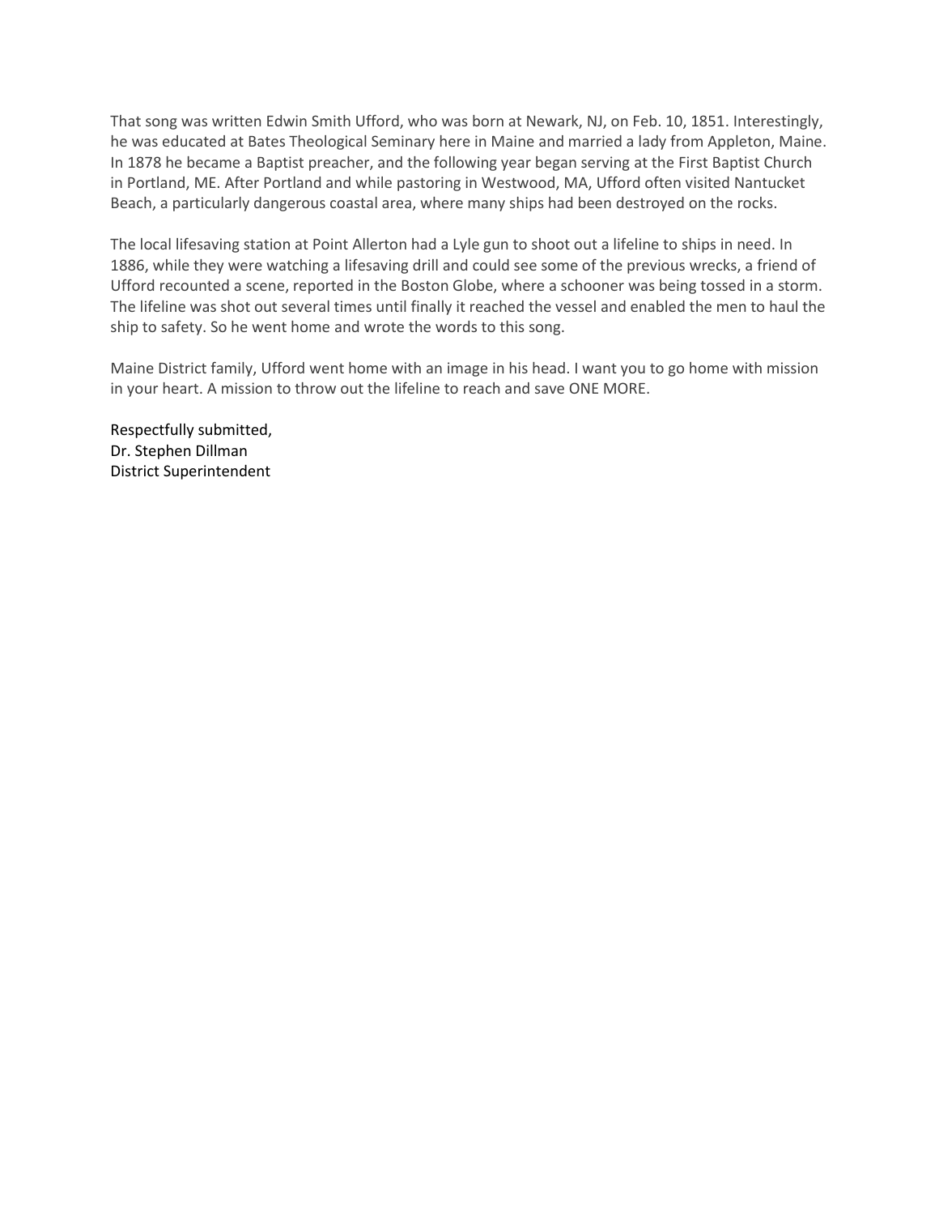That song was written Edwin Smith Ufford, who was born at Newark, NJ, on Feb. 10, 1851. Interestingly, he was educated at Bates Theological Seminary here in Maine and married a lady from Appleton, Maine. In 1878 he became a Baptist preacher, and the following year began serving at the First Baptist Church in Portland, ME. After Portland and while pastoring in Westwood, MA, Ufford often visited Nantucket Beach, a particularly dangerous coastal area, where many ships had been destroyed on the rocks.

The local lifesaving station at Point Allerton had a Lyle gun to shoot out a lifeline to ships in need. In 1886, while they were watching a lifesaving drill and could see some of the previous wrecks, a friend of Ufford recounted a scene, reported in the Boston Globe, where a schooner was being tossed in a storm. The lifeline was shot out several times until finally it reached the vessel and enabled the men to haul the ship to safety. So he went home and wrote the words to this song.

Maine District family, Ufford went home with an image in his head. I want you to go home with mission in your heart. A mission to throw out the lifeline to reach and save ONE MORE.

Respectfully submitted,
Dr. Stephen Dillman
District Superintendent